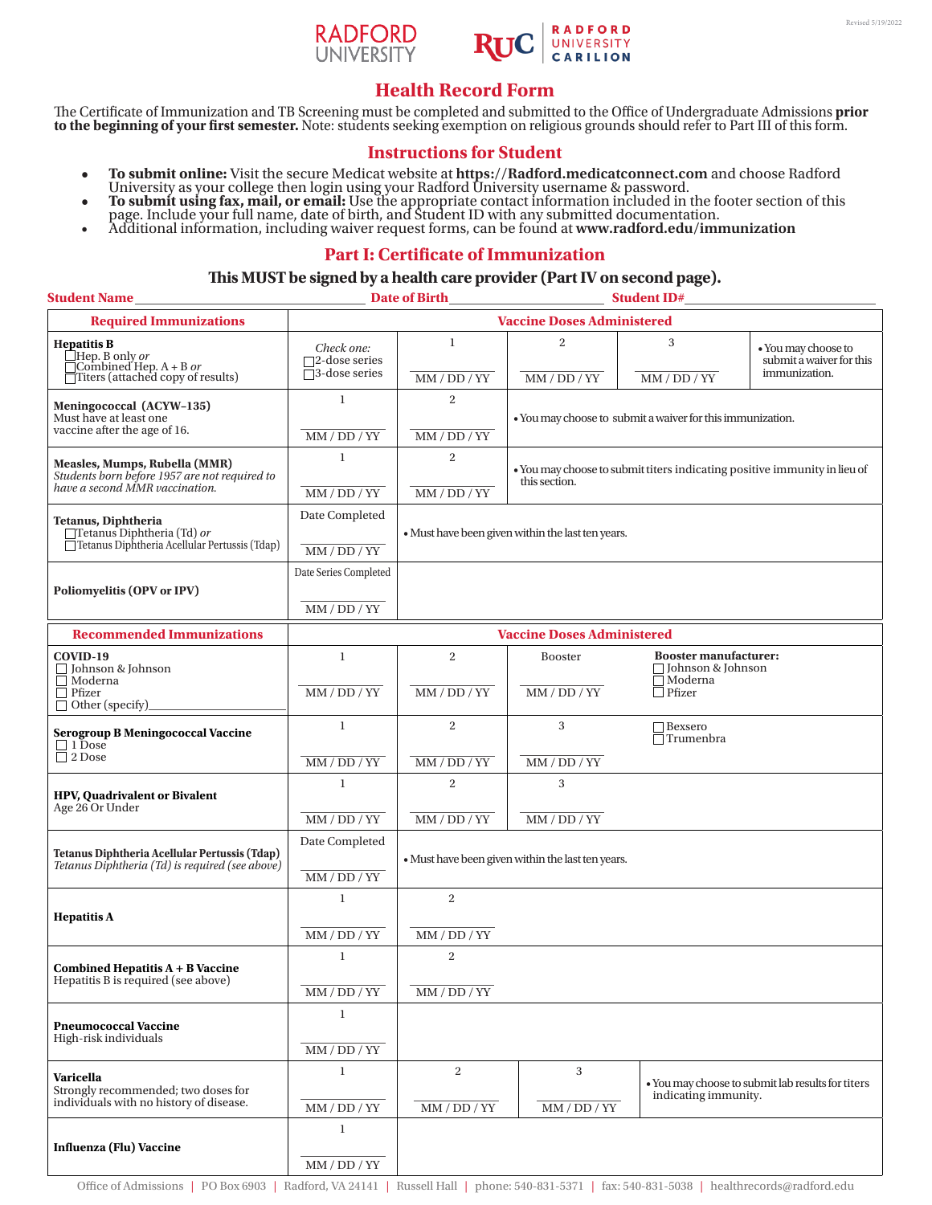RADFORD UNIVERSITY | RUC RADFORD UNIVERSITY CARILION

Revised 5/19/2022

# Health Record Form

The Certificate of Immunization and TB Screening must be completed and submitted to the Office of Undergraduate Admissions **prior to the beginning of your first semester.** Note: students seeking exemption on religious grounds should refer to Part III of this form.

## Instructions for Student

- **To submit online:** Visit the secure Medicat website at **https://Radford.medicatconnect.com** and choose Radford University as your college then login using your Radford University username & password.
- **To submit using fax, mail, or email:** Use the appropriate contact information included in the footer section of this page. Include your full name, date of birth, and Student ID with any submitted documentation.
- Additional information, including waiver request forms, can be found at **www.radford.edu/immunization**

## Part I: Certificate of Immunization

**This MUST be signed by a health care provider (Part IV on second page).**

**Student Name**\_\_\_\_\_\_\_\_\_\_\_\_\_\_\_\_\_\_\_\_ **Date of Birth**\_\_\_\_\_\_\_\_\_\_\_\_\_\_\_\_ **Student ID#**\_\_\_\_\_\_\_\_\_\_\_\_\_\_\_\_

| Required Immunizations | Vaccine Doses Administered | | | | |
|---|---|---|---|---|---|
| **Hepatitis B**<br>☐ Hep. B only *or*<br>☐ Combined Hep. A + B *or*<br>☐ Titers (attached copy of results) | *Check one:*<br>☐ 2-dose series<br>☐ 3-dose series | 1<br>MM / DD / YY | 2<br>MM / DD / YY | 3<br>MM / DD / YY | • You may choose to submit a waiver for this immunization. |
| **Meningococcal (ACYW–135)**<br>Must have at least one vaccine after the age of 16. | 1<br>MM / DD / YY | 2<br>MM / DD / YY | • You may choose to submit a waiver for this immunization. | | |
| **Measles, Mumps, Rubella (MMR)**<br>*Students born before 1957 are not required to have a second MMR vaccination.* | 1<br>MM / DD / YY | 2<br>MM / DD / YY | • You may choose to submit titers indicating positive immunity in lieu of this section. | | |
| **Tetanus, Diphtheria**<br>☐ Tetanus Diphtheria (Td) *or*<br>☐ Tetanus Diphtheria Acellular Pertussis (Tdap) | Date Completed<br>MM / DD / YY | • Must have been given within the last ten years. | | | |
| **Poliomyelitis (OPV or IPV)** | Date Series Completed<br>MM / DD / YY | | | | |

| Recommended Immunizations | Vaccine Doses Administered | | | |
|---|---|---|---|---|
| **COVID-19**<br>☐ Johnson & Johnson<br>☐ Moderna<br>☐ Pfizer<br>☐ Other (specify)\_\_\_\_\_\_ | 1<br>MM / DD / YY | 2<br>MM / DD / YY | Booster<br>MM / DD / YY | **Booster manufacturer:**<br>☐ Johnson & Johnson<br>☐ Moderna<br>☐ Pfizer |
| **Serogroup B Meningococcal Vaccine**<br>☐ 1 Dose<br>☐ 2 Dose | 1<br>MM / DD / YY | 2<br>MM / DD / YY | 3<br>MM / DD / YY | ☐ Bexsero<br>☐ Trumenbra |
| **HPV, Quadrivalent or Bivalent**<br>Age 26 Or Under | 1<br>MM / DD / YY | 2<br>MM / DD / YY | 3<br>MM / DD / YY | |
| **Tetanus Diphtheria Acellular Pertussis (Tdap)**<br>*Tetanus Diphtheria (Td) is required (see above)* | Date Completed<br>MM / DD / YY | • Must have been given within the last ten years. | | |
| **Hepatitis A** | 1<br>MM / DD / YY | 2<br>MM / DD / YY | | |
| **Combined Hepatitis A + B Vaccine**<br>Hepatitis B is required (see above) | 1<br>MM / DD / YY | 2<br>MM / DD / YY | | |
| **Pneumococcal Vaccine**<br>High-risk individuals | 1<br>MM / DD / YY | | | |
| **Varicella**<br>Strongly recommended; two doses for individuals with no history of disease. | 1<br>MM / DD / YY | 2<br>MM / DD / YY | 3<br>MM / DD / YY | • You may choose to submit lab results for titers indicating immunity. |
| **Influenza (Flu) Vaccine** | 1<br>MM / DD / YY | | | |

Office of Admissions | PO Box 6903 | Radford, VA 24141 | Russell Hall | phone: 540-831-5371 | fax: 540-831-5038 | healthrecords@radford.edu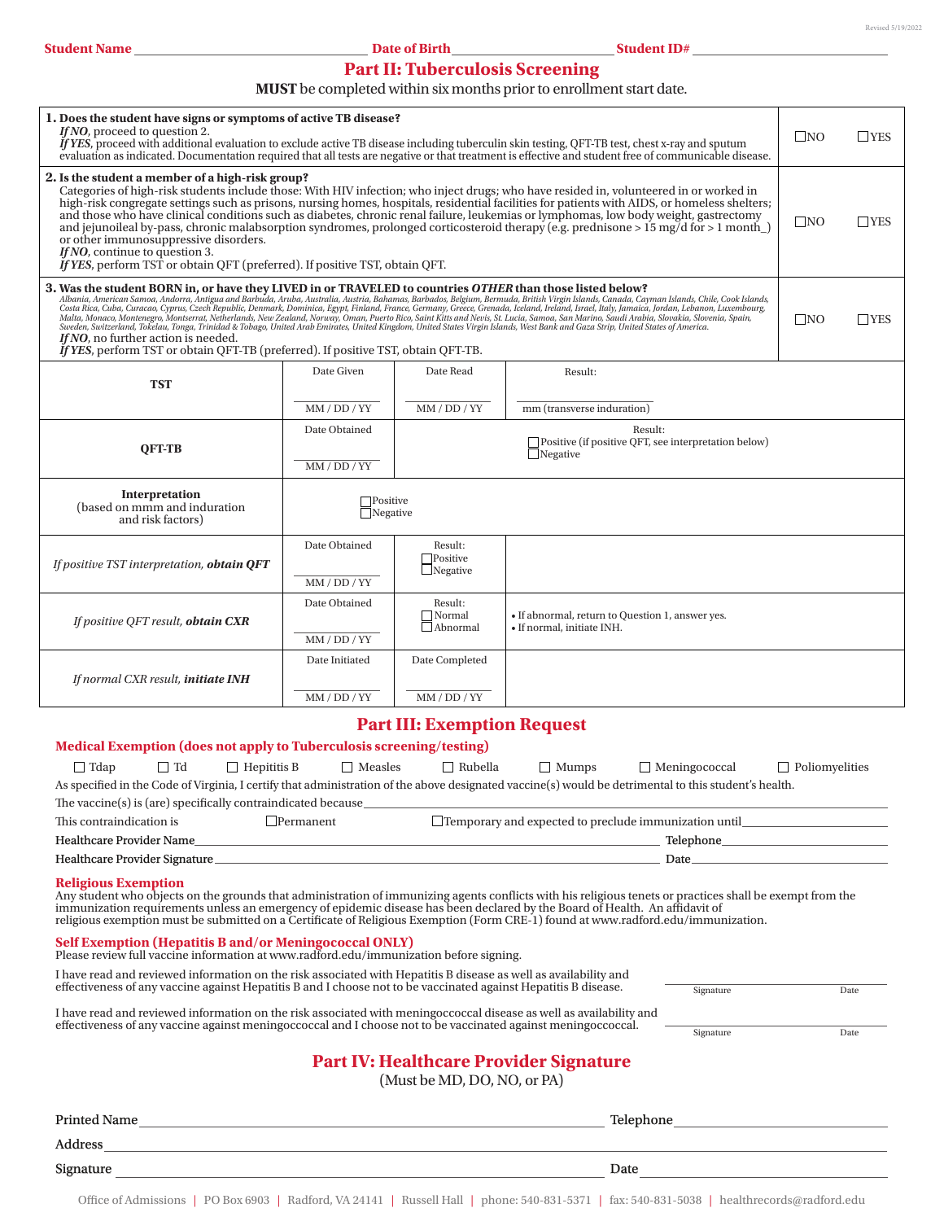Revised 5/19/2022

**Student Name** ______________________ **Date of Birth** ______________________ **Student ID#** ______________________

# Part II: Tuberculosis Screening

**MUST** be completed within six months prior to enrollment start date.

| | | |
|---|---|---|
| **1. Does the student have signs or symptoms of active TB disease?**<br>*If NO*, proceed to question 2.<br>*If YES*, proceed with additional evaluation to exclude active TB disease including tuberculin skin testing, QFT-TB test, chest x-ray and sputum evaluation as indicated. Documentation required that all tests are negative or that treatment is effective and student free of communicable disease. | ☐NO | ☐YES |
| **2. Is the student a member of a high-risk group?**<br>Categories of high-risk students include those: With HIV infection; who inject drugs; who have resided in, volunteered in or worked in high-risk congregate settings such as prisons, nursing homes, hospitals, residential facilities for patients with AIDS, or homeless shelters; and those who have clinical conditions such as diabetes, chronic renal failure, leukemias or lymphomas, low body weight, gastrectomy and jejunoileal by-pass, chronic malabsorption syndromes, prolonged corticosteroid therapy (e.g. prednisone > 15 mg/d for > 1 month_) or other immunosuppressive disorders.<br>*If NO*, continue to question 3.<br>*If YES*, perform TST or obtain QFT (preferred). If positive TST, obtain QFT. | ☐NO | ☐YES |
| **3. Was the student BORN in, or have they LIVED in or TRAVELED to countries *OTHER* than those listed below?**<br>*Albania, American Samoa, Andorra, Antigua and Barbuda, Aruba, Australia, Austria, Bahamas, Barbados, Belgium, Bermuda, British Virgin Islands, Canada, Cayman Islands, Chile, Cook Islands, Costa Rica, Cuba, Curacao, Cyprus, Czech Republic, Denmark, Dominica, Egypt, Finland, France, Germany, Greece, Grenada, Iceland, Ireland, Israel, Italy, Jamaica, Jordan, Lebanon, Luxembourg, Malta, Monaco, Montenegro, Montserrat, Netherlands, New Zealand, Norway, Oman, Puerto Rico, Saint Kitts and Nevis, St. Lucia, Samoa, San Marino, Saudi Arabia, Slovakia, Slovenia, Spain, Sweden, Switzerland, Tokelau, Tonga, Trinidad & Tobago, United Arab Emirates, United Kingdom, United States Virgin Islands, West Bank and Gaza Strip, United States of America.*<br>*If NO*, no further action is needed.<br>*If YES*, perform TST or obtain QFT-TB (preferred). If positive TST, obtain QFT-TB. | ☐NO | ☐YES |

| | | | |
|---|---|---|---|
| **TST** | Date Given<br>MM / DD / YY | Date Read<br>MM / DD / YY | Result:<br>mm (transverse induration) |
| **QFT-TB** | Date Obtained<br>MM / DD / YY | Result:<br>☐Positive (if positive QFT, see interpretation below)<br>☐Negative | |
| **Interpretation**<br>(based on mmm and induration and risk factors) | ☐Positive<br>☐Negative | | |
| *If positive TST interpretation, **obtain QFT*** | Date Obtained<br>MM / DD / YY | Result:<br>☐Positive<br>☐Negative | |
| *If positive QFT result, **obtain CXR*** | Date Obtained<br>MM / DD / YY | Result:<br>☐Normal<br>☐Abnormal | • If abnormal, return to Question 1, answer yes.<br>• If normal, initiate INH. |
| *If normal CXR result, **initiate INH*** | Date Initiated<br>MM / DD / YY | Date Completed<br>MM / DD / YY | |

# Part III: Exemption Request

## Medical Exemption (does not apply to Tuberculosis screening/testing)

☐ Tdap ☐ Td ☐ Hepititis B ☐ Measles ☐ Rubella ☐ Mumps ☐ Meningococcal ☐ Poliomyelities

As specified in the Code of Virginia, I certify that administration of the above designated vaccine(s) would be detrimental to this student's health.

The vaccine(s) is (are) specifically contraindicated because ______________________

This contraindication is ☐Permanent ☐Temporary and expected to preclude immunization until ______________________

Healthcare Provider Name ______________________ Telephone ______________________

Healthcare Provider Signature ______________________ Date ______________________

## Religious Exemption

Any student who objects on the grounds that administration of immunizing agents conflicts with his religious tenets or practices shall be exempt from the immunization requirements unless an emergency of epidemic disease has been declared by the Board of Health. An affidavit of religious exemption must be submitted on a Certificate of Religious Exemption (Form CRE-1) found at www.radford.edu/immunization.

## Self Exemption (Hepatitis B and/or Meningococcal ONLY)

Please review full vaccine information at www.radford.edu/immunization before signing.

I have read and reviewed information on the risk associated with Hepatitis B disease as well as availability and effectiveness of any vaccine against Hepatitis B and I choose not to be vaccinated against Hepatitis B disease.

______________________ Signature ______________________ Date

I have read and reviewed information on the risk associated with meningoccoccal disease as well as availability and effectiveness of any vaccine against meningoccoccal and I choose not to be vaccinated against meningoccoccal.

______________________ Signature ______________________ Date

# Part IV: Healthcare Provider Signature

(Must be MD, DO, NO, or PA)

Printed Name ______________________ Telephone ______________________

Address ______________________

Signature ______________________ Date ______________________

Office of Admissions | PO Box 6903 | Radford, VA 24141 | Russell Hall | phone: 540-831-5371 | fax: 540-831-5038 | healthrecords@radford.edu